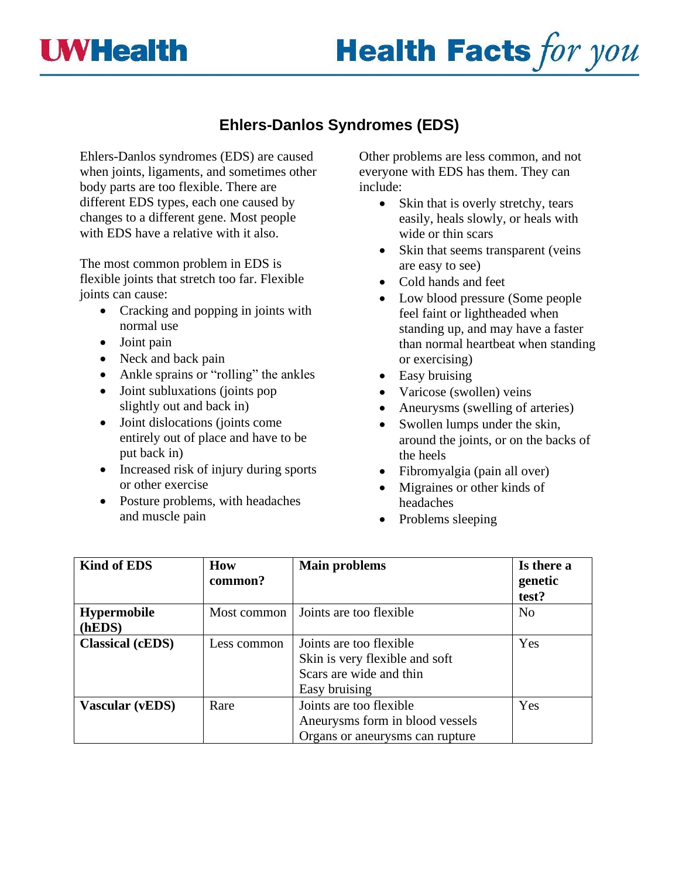# Ehlers-Danlos Syndromes (EDS)

Ehlers-Danlos syndromes (EDS) are caused when joints, ligaments, and sometimes other body parts are too flexible. There are different EDS types, each one caused by changes to a different gene. Most people with EDS have a relative with it also.

The most common problem in EDS is flexible joints that stretch too far. Flexible joints can cause:

- Cracking and popping in joints with normal use
- Joint pain
- Neck and back pain
- Ankle sprains or "rolling" the ankles
- Joint subluxations (joints pop slightly out and back in)
- Joint dislocations (joints come entirely out of place and have to be put back in)
- Increased risk of injury during sports or other exercise
- Posture problems, with headaches and muscle pain

Other problems are less common, and not everyone with EDS has them. They can include:

- Skin that is overly stretchy, tears easily, heals slowly, or heals with wide or thin scars
- Skin that seems transparent (veins are easy to see)
- Cold hands and feet
- Low blood pressure (Some people feel faint or lightheaded when standing up, and may have a faster than normal heartbeat when standing or exercising)
- Easy bruising
- Varicose (swollen) veins
- Aneurysms (swelling of arteries)
- Swollen lumps under the skin, around the joints, or on the backs of the heels
- Fibromyalgia (pain all over)
- Migraines or other kinds of headaches
- Problems sleeping

| Kind of EDS | How common? | Main problems | Is there a genetic test? |
|---|---|---|---|
| **Hypermobile (hEDS)** | Most common | Joints are too flexible | No |
| **Classical (cEDS)** | Less common | Joints are too flexible<br>Skin is very flexible and soft<br>Scars are wide and thin<br>Easy bruising | Yes |
| **Vascular (vEDS)** | Rare | Joints are too flexible<br>Aneurysms form in blood vessels<br>Organs or aneurysms can rupture | Yes |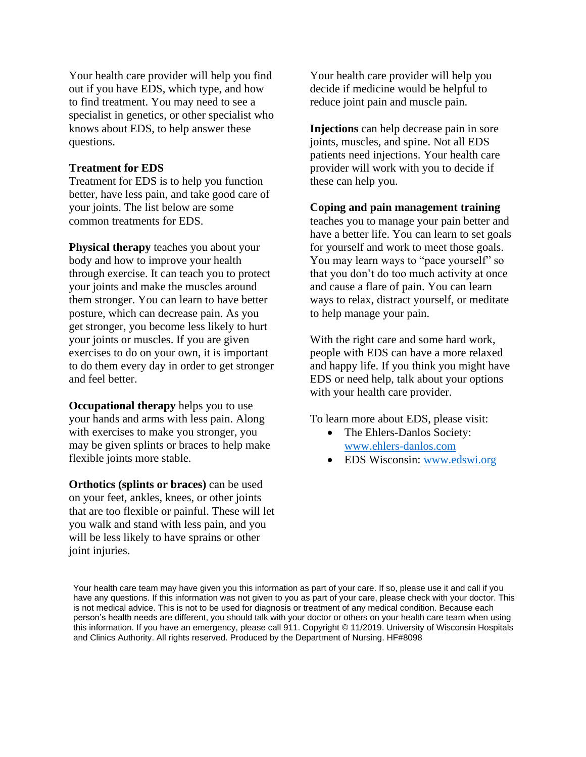Your health care provider will help you find out if you have EDS, which type, and how to find treatment. You may need to see a specialist in genetics, or other specialist who knows about EDS, to help answer these questions.

**Treatment for EDS**

Treatment for EDS is to help you function better, have less pain, and take good care of your joints. The list below are some common treatments for EDS.

**Physical therapy** teaches you about your body and how to improve your health through exercise. It can teach you to protect your joints and make the muscles around them stronger. You can learn to have better posture, which can decrease pain. As you get stronger, you become less likely to hurt your joints or muscles. If you are given exercises to do on your own, it is important to do them every day in order to get stronger and feel better.

**Occupational therapy** helps you to use your hands and arms with less pain. Along with exercises to make you stronger, you may be given splints or braces to help make flexible joints more stable.

**Orthotics (splints or braces)** can be used on your feet, ankles, knees, or other joints that are too flexible or painful. These will let you walk and stand with less pain, and you will be less likely to have sprains or other joint injuries.

Your health care provider will help you decide if medicine would be helpful to reduce joint pain and muscle pain.

**Injections** can help decrease pain in sore joints, muscles, and spine. Not all EDS patients need injections. Your health care provider will work with you to decide if these can help you.

**Coping and pain management training** teaches you to manage your pain better and have a better life. You can learn to set goals for yourself and work to meet those goals. You may learn ways to "pace yourself" so that you don't do too much activity at once and cause a flare of pain. You can learn ways to relax, distract yourself, or meditate to help manage your pain.

With the right care and some hard work, people with EDS can have a more relaxed and happy life. If you think you might have EDS or need help, talk about your options with your health care provider.

To learn more about EDS, please visit:

- The Ehlers-Danlos Society: www.ehlers-danlos.com
- EDS Wisconsin: www.edswi.org

Your health care team may have given you this information as part of your care. If so, please use it and call if you have any questions. If this information was not given to you as part of your care, please check with your doctor. This is not medical advice. This is not to be used for diagnosis or treatment of any medical condition. Because each person's health needs are different, you should talk with your doctor or others on your health care team when using this information. If you have an emergency, please call 911. Copyright © 11/2019. University of Wisconsin Hospitals and Clinics Authority. All rights reserved. Produced by the Department of Nursing. HF#8098